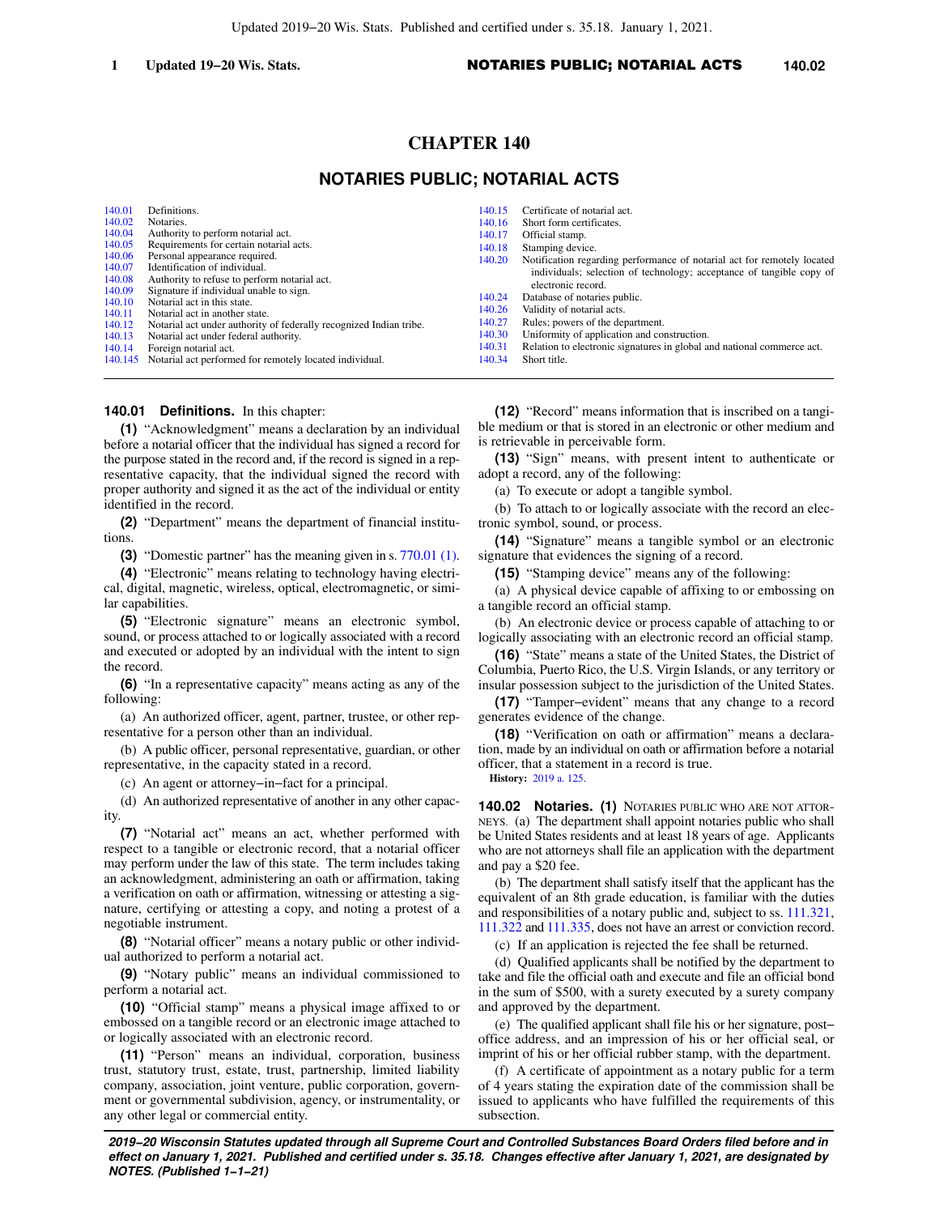# CHAPTER 140

## NOTARIES PUBLIC; NOTARIAL ACTS

| | | | |
|---|---|---|---|
| 140.01 | Definitions. | 140.15 | Certificate of notarial act. |
| 140.02 | Notaries. | 140.16 | Short form certificates. |
| 140.04 | Authority to perform notarial act. | 140.17 | Official stamp. |
| 140.05 | Requirements for certain notarial acts. | 140.18 | Stamping device. |
| 140.06 | Personal appearance required. | 140.20 | Notification regarding performance of notarial act for remotely located individuals; selection of technology; acceptance of tangible copy of electronic record. |
| 140.07 | Identification of individual. | 140.24 | Database of notaries public. |
| 140.08 | Authority to refuse to perform notarial act. | 140.26 | Validity of notarial acts. |
| 140.09 | Signature if individual unable to sign. | 140.27 | Rules; powers of the department. |
| 140.10 | Notarial act in this state. | 140.30 | Uniformity of application and construction. |
| 140.11 | Notarial act in another state. | 140.31 | Relation to electronic signatures in global and national commerce act. |
| 140.12 | Notarial act under authority of federally recognized Indian tribe. | 140.34 | Short title. |
| 140.13 | Notarial act under federal authority. | | |
| 140.14 | Foreign notarial act. | | |
| 140.145 | Notarial act performed for remotely located individual. | | |

**140.01 Definitions.** In this chapter:

**(1)** "Acknowledgment" means a declaration by an individual before a notarial officer that the individual has signed a record for the purpose stated in the record and, if the record is signed in a representative capacity, that the individual signed the record with proper authority and signed it as the act of the individual or entity identified in the record.

**(2)** "Department" means the department of financial institutions.

**(3)** "Domestic partner" has the meaning given in s. 770.01 (1).

**(4)** "Electronic" means relating to technology having electrical, digital, magnetic, wireless, optical, electromagnetic, or similar capabilities.

**(5)** "Electronic signature" means an electronic symbol, sound, or process attached to or logically associated with a record and executed or adopted by an individual with the intent to sign the record.

**(6)** "In a representative capacity" means acting as any of the following:

(a) An authorized officer, agent, partner, trustee, or other representative for a person other than an individual.

(b) A public officer, personal representative, guardian, or other representative, in the capacity stated in a record.

(c) An agent or attorney−in−fact for a principal.

(d) An authorized representative of another in any other capacity.

**(7)** "Notarial act" means an act, whether performed with respect to a tangible or electronic record, that a notarial officer may perform under the law of this state. The term includes taking an acknowledgment, administering an oath or affirmation, taking a verification on oath or affirmation, witnessing or attesting a signature, certifying or attesting a copy, and noting a protest of a negotiable instrument.

**(8)** "Notarial officer" means a notary public or other individual authorized to perform a notarial act.

**(9)** "Notary public" means an individual commissioned to perform a notarial act.

**(10)** "Official stamp" means a physical image affixed to or embossed on a tangible record or an electronic image attached to or logically associated with an electronic record.

**(11)** "Person" means an individual, corporation, business trust, statutory trust, estate, trust, partnership, limited liability company, association, joint venture, public corporation, government or governmental subdivision, agency, or instrumentality, or any other legal or commercial entity.

**(12)** "Record" means information that is inscribed on a tangible medium or that is stored in an electronic or other medium and is retrievable in perceivable form.

**(13)** "Sign" means, with present intent to authenticate or adopt a record, any of the following:

(a) To execute or adopt a tangible symbol.

(b) To attach to or logically associate with the record an electronic symbol, sound, or process.

**(14)** "Signature" means a tangible symbol or an electronic signature that evidences the signing of a record.

**(15)** "Stamping device" means any of the following:

(a) A physical device capable of affixing to or embossing on a tangible record an official stamp.

(b) An electronic device or process capable of attaching to or logically associating with an electronic record an official stamp.

**(16)** "State" means a state of the United States, the District of Columbia, Puerto Rico, the U.S. Virgin Islands, or any territory or insular possession subject to the jurisdiction of the United States.

**(17)** "Tamper−evident" means that any change to a record generates evidence of the change.

**(18)** "Verification on oath or affirmation" means a declaration, made by an individual on oath or affirmation before a notarial officer, that a statement in a record is true.

**History:** 2019 a. 125.

**140.02 Notaries. (1)** NOTARIES PUBLIC WHO ARE NOT ATTORNEYS. (a) The department shall appoint notaries public who shall be United States residents and at least 18 years of age. Applicants who are not attorneys shall file an application with the department and pay a $20 fee.

(b) The department shall satisfy itself that the applicant has the equivalent of an 8th grade education, is familiar with the duties and responsibilities of a notary public and, subject to ss. 111.321, 111.322 and 111.335, does not have an arrest or conviction record.

(c) If an application is rejected the fee shall be returned.

(d) Qualified applicants shall be notified by the department to take and file the official oath and execute and file an official bond in the sum of $500, with a surety executed by a surety company and approved by the department.

(e) The qualified applicant shall file his or her signature, post−office address, and an impression of his or her official seal, or imprint of his or her official rubber stamp, with the department.

(f) A certificate of appointment as a notary public for a term of 4 years stating the expiration date of the commission shall be issued to applicants who have fulfilled the requirements of this subsection.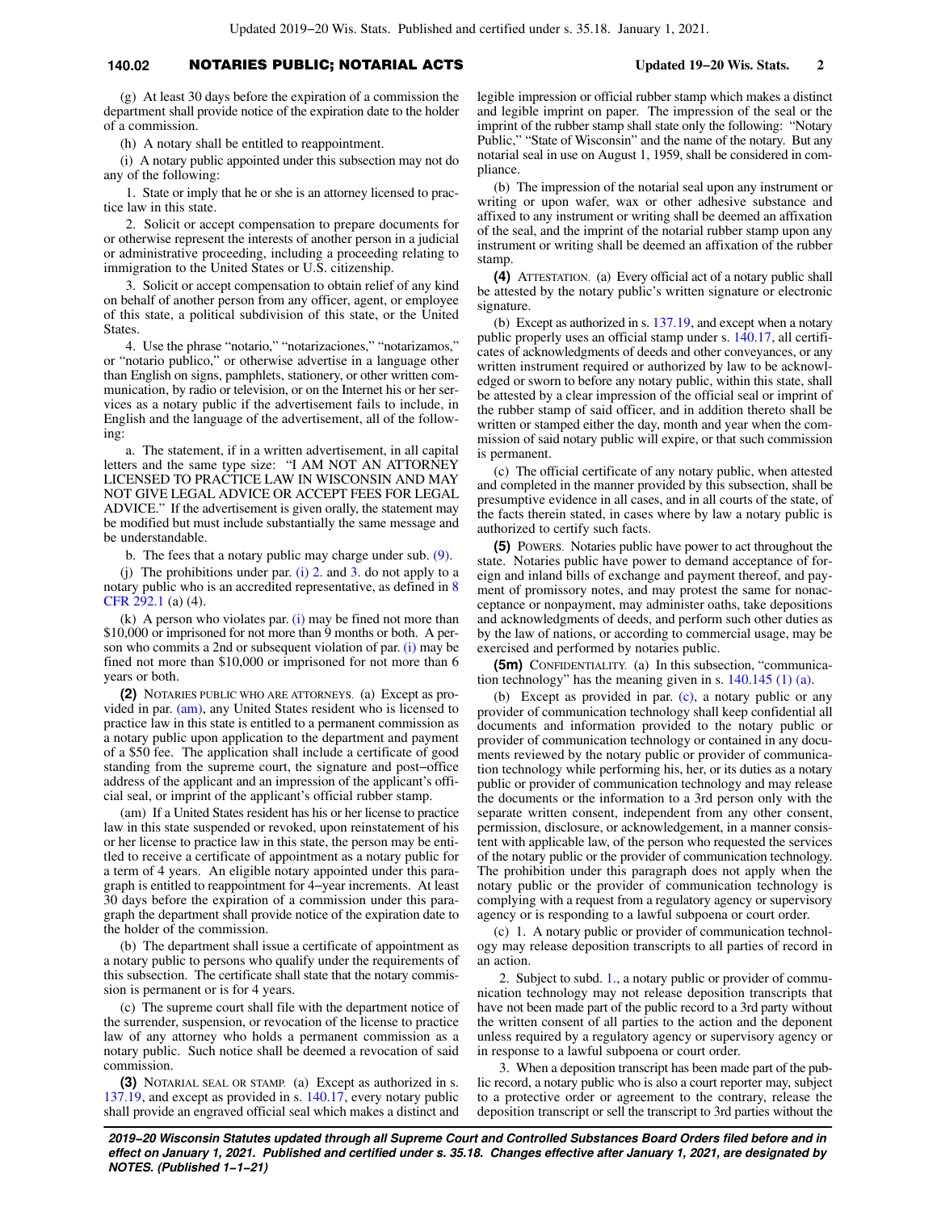(g) At least 30 days before the expiration of a commission the department shall provide notice of the expiration date to the holder of a commission.

(h) A notary shall be entitled to reappointment.

(i) A notary public appointed under this subsection may not do any of the following:

1. State or imply that he or she is an attorney licensed to practice law in this state.

2. Solicit or accept compensation to prepare documents for or otherwise represent the interests of another person in a judicial or administrative proceeding, including a proceeding relating to immigration to the United States or U.S. citizenship.

3. Solicit or accept compensation to obtain relief of any kind on behalf of another person from any officer, agent, or employee of this state, a political subdivision of this state, or the United States.

4. Use the phrase "notario," "notarizaciones," "notarizamos," or "notario publico," or otherwise advertise in a language other than English on signs, pamphlets, stationery, or other written communication, by radio or television, or on the Internet his or her services as a notary public if the advertisement fails to include, in English and the language of the advertisement, all of the following:

a. The statement, if in a written advertisement, in all capital letters and the same type size: "I AM NOT AN ATTORNEY LICENSED TO PRACTICE LAW IN WISCONSIN AND MAY NOT GIVE LEGAL ADVICE OR ACCEPT FEES FOR LEGAL ADVICE." If the advertisement is given orally, the statement may be modified but must include substantially the same message and be understandable.

b. The fees that a notary public may charge under sub. (9).

(j) The prohibitions under par. (i) 2. and 3. do not apply to a notary public who is an accredited representative, as defined in 8 CFR 292.1 (a) (4).

(k) A person who violates par. (i) may be fined not more than $10,000 or imprisoned for not more than 9 months or both. A person who commits a 2nd or subsequent violation of par. (i) may be fined not more than $10,000 or imprisoned for not more than 6 years or both.

**(2)** NOTARIES PUBLIC WHO ARE ATTORNEYS. (a) Except as provided in par. (am), any United States resident who is licensed to practice law in this state is entitled to a permanent commission as a notary public upon application to the department and payment of a $50 fee. The application shall include a certificate of good standing from the supreme court, the signature and post-office address of the applicant and an impression of the applicant's official seal, or imprint of the applicant's official rubber stamp.

(am) If a United States resident has his or her license to practice law in this state suspended or revoked, upon reinstatement of his or her license to practice law in this state, the person may be entitled to receive a certificate of appointment as a notary public for a term of 4 years. An eligible notary appointed under this paragraph is entitled to reappointment for 4-year increments. At least 30 days before the expiration of a commission under this paragraph the department shall provide notice of the expiration date to the holder of the commission.

(b) The department shall issue a certificate of appointment as a notary public to persons who qualify under the requirements of this subsection. The certificate shall state that the notary commission is permanent or is for 4 years.

(c) The supreme court shall file with the department notice of the surrender, suspension, or revocation of the license to practice law of any attorney who holds a permanent commission as a notary public. Such notice shall be deemed a revocation of said commission.

**(3)** NOTARIAL SEAL OR STAMP. (a) Except as authorized in s. 137.19, and except as provided in s. 140.17, every notary public shall provide an engraved official seal which makes a distinct and legible impression or official rubber stamp which makes a distinct and legible imprint on paper. The impression of the seal or the imprint of the rubber stamp shall state only the following: "Notary Public," "State of Wisconsin" and the name of the notary. But any notarial seal in use on August 1, 1959, shall be considered in compliance.

(b) The impression of the notarial seal upon any instrument or writing or upon wafer, wax or other adhesive substance and affixed to any instrument or writing shall be deemed an affixation of the seal, and the imprint of the notarial rubber stamp upon any instrument or writing shall be deemed an affixation of the rubber stamp.

**(4)** ATTESTATION. (a) Every official act of a notary public shall be attested by the notary public's written signature or electronic signature.

(b) Except as authorized in s. 137.19, and except when a notary public properly uses an official stamp under s. 140.17, all certificates of acknowledgments of deeds and other conveyances, or any written instrument required or authorized by law to be acknowledged or sworn to before any notary public, within this state, shall be attested by a clear impression of the official seal or imprint of the rubber stamp of said officer, and in addition thereto shall be written or stamped either the day, month and year when the commission of said notary public will expire, or that such commission is permanent.

(c) The official certificate of any notary public, when attested and completed in the manner provided by this subsection, shall be presumptive evidence in all cases, and in all courts of the state, of the facts therein stated, in cases where by law a notary public is authorized to certify such facts.

**(5)** POWERS. Notaries public have power to act throughout the state. Notaries public have power to demand acceptance of foreign and inland bills of exchange and payment thereof, and payment of promissory notes, and may protest the same for nonacceptance or nonpayment, may administer oaths, take depositions and acknowledgments of deeds, and perform such other duties as by the law of nations, or according to commercial usage, may be exercised and performed by notaries public.

**(5m)** CONFIDENTIALITY. (a) In this subsection, "communication technology" has the meaning given in s. 140.145 (1) (a).

(b) Except as provided in par. (c), a notary public or any provider of communication technology shall keep confidential all documents and information provided to the notary public or provider of communication technology or contained in any documents reviewed by the notary public or provider of communication technology while performing his, her, or its duties as a notary public or provider of communication technology and may release the documents or the information to a 3rd person only with the separate written consent, independent from any other consent, permission, disclosure, or acknowledgement, in a manner consistent with applicable law, of the person who requested the services of the notary public or the provider of communication technology. The prohibition under this paragraph does not apply when the notary public or the provider of communication technology is complying with a request from a regulatory agency or supervisory agency or is responding to a lawful subpoena or court order.

(c) 1. A notary public or provider of communication technology may release deposition transcripts to all parties of record in an action.

2. Subject to subd. 1., a notary public or provider of communication technology may not release deposition transcripts that have not been made part of the public record to a 3rd party without the written consent of all parties to the action and the deponent unless required by a regulatory agency or supervisory agency or in response to a lawful subpoena or court order.

3. When a deposition transcript has been made part of the public record, a notary public who is also a court reporter may, subject to a protective order or agreement to the contrary, release the deposition transcript or sell the transcript to 3rd parties without the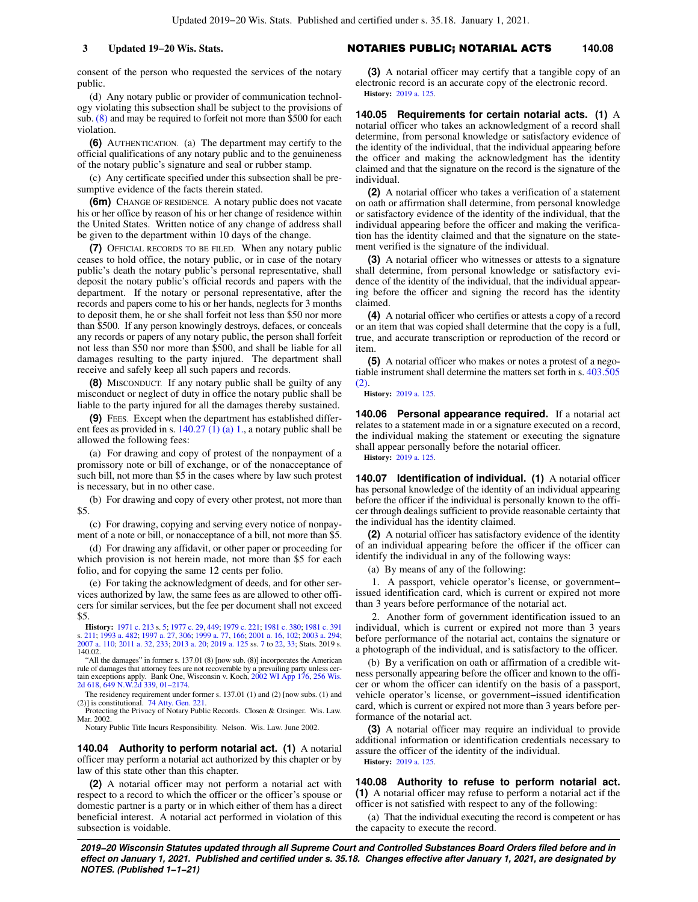consent of the person who requested the services of the notary public.

(d) Any notary public or provider of communication technology violating this subsection shall be subject to the provisions of sub. (8) and may be required to forfeit not more than $500 for each violation.

**(6)** AUTHENTICATION. (a) The department may certify to the official qualifications of any notary public and to the genuineness of the notary public's signature and seal or rubber stamp.

(c) Any certificate specified under this subsection shall be presumptive evidence of the facts therein stated.

**(6m)** CHANGE OF RESIDENCE. A notary public does not vacate his or her office by reason of his or her change of residence within the United States. Written notice of any change of address shall be given to the department within 10 days of the change.

**(7)** OFFICIAL RECORDS TO BE FILED. When any notary public ceases to hold office, the notary public, or in case of the notary public's death the notary public's personal representative, shall deposit the notary public's official records and papers with the department. If the notary or personal representative, after the records and papers come to his or her hands, neglects for 3 months to deposit them, he or she shall forfeit not less than $50 nor more than $500. If any person knowingly destroys, defaces, or conceals any records or papers of any notary public, the person shall forfeit not less than $50 nor more than $500, and shall be liable for all damages resulting to the party injured. The department shall receive and safely keep all such papers and records.

**(8)** MISCONDUCT. If any notary public shall be guilty of any misconduct or neglect of duty in office the notary public shall be liable to the party injured for all the damages thereby sustained.

**(9)** FEES. Except when the department has established different fees as provided in s. 140.27 (1) (a) 1., a notary public shall be allowed the following fees:

(a) For drawing and copy of protest of the nonpayment of a promissory note or bill of exchange, or of the nonacceptance of such bill, not more than $5 in the cases where by law such protest is necessary, but in no other case.

(b) For drawing and copy of every other protest, not more than $5.

(c) For drawing, copying and serving every notice of nonpayment of a note or bill, or nonacceptance of a bill, not more than $5.

(d) For drawing any affidavit, or other paper or proceeding for which provision is not herein made, not more than $5 for each folio, and for copying the same 12 cents per folio.

(e) For taking the acknowledgment of deeds, and for other services authorized by law, the same fees as are allowed to other officers for similar services, but the fee per document shall not exceed $5.

**History:** 1971 c. 213 s. 5; 1977 c. 29, 449; 1979 c. 221; 1981 c. 380; 1981 c. 391 s. 211; 1993 a. 482; 1997 a. 27, 306; 1999 a. 77, 166; 2001 a. 16, 102; 2003 a. 294; 2007 a. 110; 2011 a. 32, 233; 2013 a. 20; 2019 a. 125 ss. 7 to 22, 33; Stats. 2019 s. 140.02.

"All the damages" in former s. 137.01 (8) [now sub. (8)] incorporates the American rule of damages that attorney fees are not recoverable by a prevailing party unless certain exceptions apply. Bank One, Wisconsin v. Koch, 2002 WI App 176, 256 Wis. 2d 618, 649 N.W.2d 339, 01–2174.

The residency requirement under former s. 137.01 (1) and (2) [now subs. (1) and (2)] is constitutional. 74 Atty. Gen. 221.

Protecting the Privacy of Notary Public Records. Closen & Orsinger. Wis. Law. Mar. 2002.

Notary Public Title Incurs Responsibility. Nelson. Wis. Law. June 2002.

**140.04 Authority to perform notarial act. (1)** A notarial officer may perform a notarial act authorized by this chapter or by law of this state other than this chapter.

**(2)** A notarial officer may not perform a notarial act with respect to a record to which the officer or the officer's spouse or domestic partner is a party or in which either of them has a direct beneficial interest. A notarial act performed in violation of this subsection is voidable.

**(3)** A notarial officer may certify that a tangible copy of an electronic record is an accurate copy of the electronic record.

**History:** 2019 a. 125.

**140.05 Requirements for certain notarial acts. (1)** A notarial officer who takes an acknowledgment of a record shall determine, from personal knowledge or satisfactory evidence of the identity of the individual, that the individual appearing before the officer and making the acknowledgment has the identity claimed and that the signature on the record is the signature of the individual.

**(2)** A notarial officer who takes a verification of a statement on oath or affirmation shall determine, from personal knowledge or satisfactory evidence of the identity of the individual, that the individual appearing before the officer and making the verification has the identity claimed and that the signature on the statement verified is the signature of the individual.

**(3)** A notarial officer who witnesses or attests to a signature shall determine, from personal knowledge or satisfactory evidence of the identity of the individual, that the individual appearing before the officer and signing the record has the identity claimed.

**(4)** A notarial officer who certifies or attests a copy of a record or an item that was copied shall determine that the copy is a full, true, and accurate transcription or reproduction of the record or item.

**(5)** A notarial officer who makes or notes a protest of a negotiable instrument shall determine the matters set forth in s. 403.505 (2).

**History:** 2019 a. 125.

**140.06 Personal appearance required.** If a notarial act relates to a statement made in or a signature executed on a record, the individual making the statement or executing the signature shall appear personally before the notarial officer.

**History:** 2019 a. 125.

**140.07 Identification of individual. (1)** A notarial officer has personal knowledge of the identity of an individual appearing before the officer if the individual is personally known to the officer through dealings sufficient to provide reasonable certainty that the individual has the identity claimed.

**(2)** A notarial officer has satisfactory evidence of the identity of an individual appearing before the officer if the officer can identify the individual in any of the following ways:

(a) By means of any of the following:

1. A passport, vehicle operator's license, or government–issued identification card, which is current or expired not more than 3 years before performance of the notarial act.

2. Another form of government identification issued to an individual, which is current or expired not more than 3 years before performance of the notarial act, contains the signature or a photograph of the individual, and is satisfactory to the officer.

(b) By a verification on oath or affirmation of a credible witness personally appearing before the officer and known to the officer or whom the officer can identify on the basis of a passport, vehicle operator's license, or government–issued identification card, which is current or expired not more than 3 years before performance of the notarial act.

**(3)** A notarial officer may require an individual to provide additional information or identification credentials necessary to assure the officer of the identity of the individual.

**History:** 2019 a. 125.

**140.08 Authority to refuse to perform notarial act. (1)** A notarial officer may refuse to perform a notarial act if the officer is not satisfied with respect to any of the following:

(a) That the individual executing the record is competent or has the capacity to execute the record.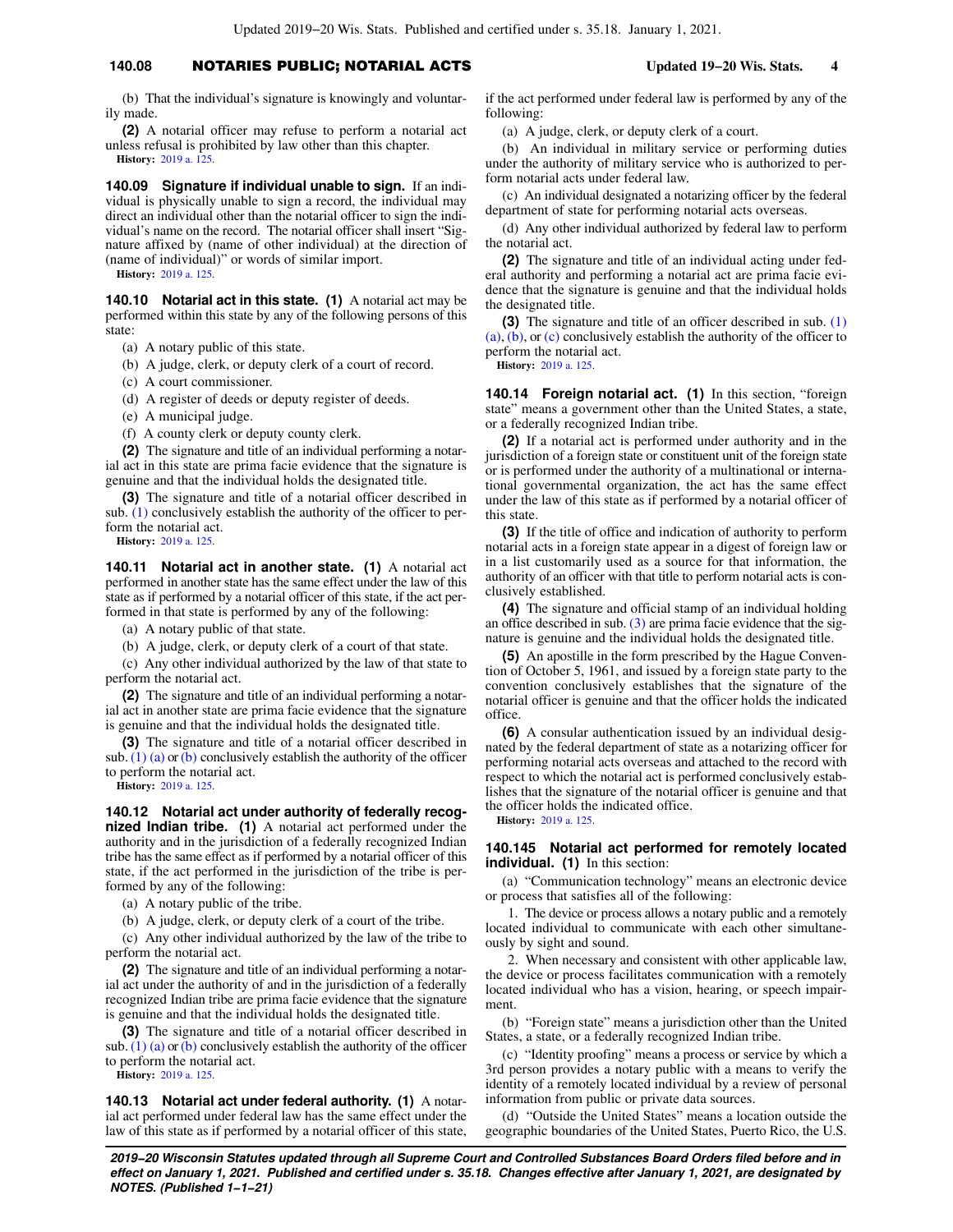(b) That the individual's signature is knowingly and voluntarily made.

**(2)** A notarial officer may refuse to perform a notarial act unless refusal is prohibited by law other than this chapter.

**History:** 2019 a. 125.

**140.09 Signature if individual unable to sign.** If an individual is physically unable to sign a record, the individual may direct an individual other than the notarial officer to sign the individual's name on the record. The notarial officer shall insert "Signature affixed by (name of other individual) at the direction of (name of individual)" or words of similar import.

**History:** 2019 a. 125.

**140.10 Notarial act in this state. (1)** A notarial act may be performed within this state by any of the following persons of this state:

(a) A notary public of this state.

(b) A judge, clerk, or deputy clerk of a court of record.

(c) A court commissioner.

(d) A register of deeds or deputy register of deeds.

(e) A municipal judge.

(f) A county clerk or deputy county clerk.

**(2)** The signature and title of an individual performing a notarial act in this state are prima facie evidence that the signature is genuine and that the individual holds the designated title.

**(3)** The signature and title of a notarial officer described in sub. (1) conclusively establish the authority of the officer to perform the notarial act.

**History:** 2019 a. 125.

**140.11 Notarial act in another state. (1)** A notarial act performed in another state has the same effect under the law of this state as if performed by a notarial officer of this state, if the act performed in that state is performed by any of the following:

(a) A notary public of that state.

(b) A judge, clerk, or deputy clerk of a court of that state.

(c) Any other individual authorized by the law of that state to perform the notarial act.

**(2)** The signature and title of an individual performing a notarial act in another state are prima facie evidence that the signature is genuine and that the individual holds the designated title.

**(3)** The signature and title of a notarial officer described in sub. (1) (a) or (b) conclusively establish the authority of the officer to perform the notarial act.

**History:** 2019 a. 125.

**140.12 Notarial act under authority of federally recognized Indian tribe. (1)** A notarial act performed under the authority and in the jurisdiction of a federally recognized Indian tribe has the same effect as if performed by a notarial officer of this state, if the act performed in the jurisdiction of the tribe is performed by any of the following:

(a) A notary public of the tribe.

(b) A judge, clerk, or deputy clerk of a court of the tribe.

(c) Any other individual authorized by the law of the tribe to perform the notarial act.

**(2)** The signature and title of an individual performing a notarial act under the authority of and in the jurisdiction of a federally recognized Indian tribe are prima facie evidence that the signature is genuine and that the individual holds the designated title.

**(3)** The signature and title of a notarial officer described in sub. (1) (a) or (b) conclusively establish the authority of the officer to perform the notarial act.

**History:** 2019 a. 125.

**140.13 Notarial act under federal authority. (1)** A notarial act performed under federal law has the same effect under the law of this state as if performed by a notarial officer of this state, if the act performed under federal law is performed by any of the following:

(a) A judge, clerk, or deputy clerk of a court.

(b) An individual in military service or performing duties under the authority of military service who is authorized to perform notarial acts under federal law.

(c) An individual designated a notarizing officer by the federal department of state for performing notarial acts overseas.

(d) Any other individual authorized by federal law to perform the notarial act.

**(2)** The signature and title of an individual acting under federal authority and performing a notarial act are prima facie evidence that the signature is genuine and that the individual holds the designated title.

**(3)** The signature and title of an officer described in sub. (1) (a), (b), or (c) conclusively establish the authority of the officer to perform the notarial act.

**History:** 2019 a. 125.

**140.14 Foreign notarial act. (1)** In this section, "foreign state" means a government other than the United States, a state, or a federally recognized Indian tribe.

**(2)** If a notarial act is performed under authority and in the jurisdiction of a foreign state or constituent unit of the foreign state or is performed under the authority of a multinational or international governmental organization, the act has the same effect under the law of this state as if performed by a notarial officer of this state.

**(3)** If the title of office and indication of authority to perform notarial acts in a foreign state appear in a digest of foreign law or in a list customarily used as a source for that information, the authority of an officer with that title to perform notarial acts is conclusively established.

**(4)** The signature and official stamp of an individual holding an office described in sub. (3) are prima facie evidence that the signature is genuine and the individual holds the designated title.

**(5)** An apostille in the form prescribed by the Hague Convention of October 5, 1961, and issued by a foreign state party to the convention conclusively establishes that the signature of the notarial officer is genuine and that the officer holds the indicated office.

**(6)** A consular authentication issued by an individual designated by the federal department of state as a notarizing officer for performing notarial acts overseas and attached to the record with respect to which the notarial act is performed conclusively establishes that the signature of the notarial officer is genuine and that the officer holds the indicated office.

**History:** 2019 a. 125.

**140.145 Notarial act performed for remotely located individual. (1)** In this section:

(a) "Communication technology" means an electronic device or process that satisfies all of the following:

1. The device or process allows a notary public and a remotely located individual to communicate with each other simultaneously by sight and sound.

2. When necessary and consistent with other applicable law, the device or process facilitates communication with a remotely located individual who has a vision, hearing, or speech impairment.

(b) "Foreign state" means a jurisdiction other than the United States, a state, or a federally recognized Indian tribe.

(c) "Identity proofing" means a process or service by which a 3rd person provides a notary public with a means to verify the identity of a remotely located individual by a review of personal information from public or private data sources.

(d) "Outside the United States" means a location outside the geographic boundaries of the United States, Puerto Rico, the U.S.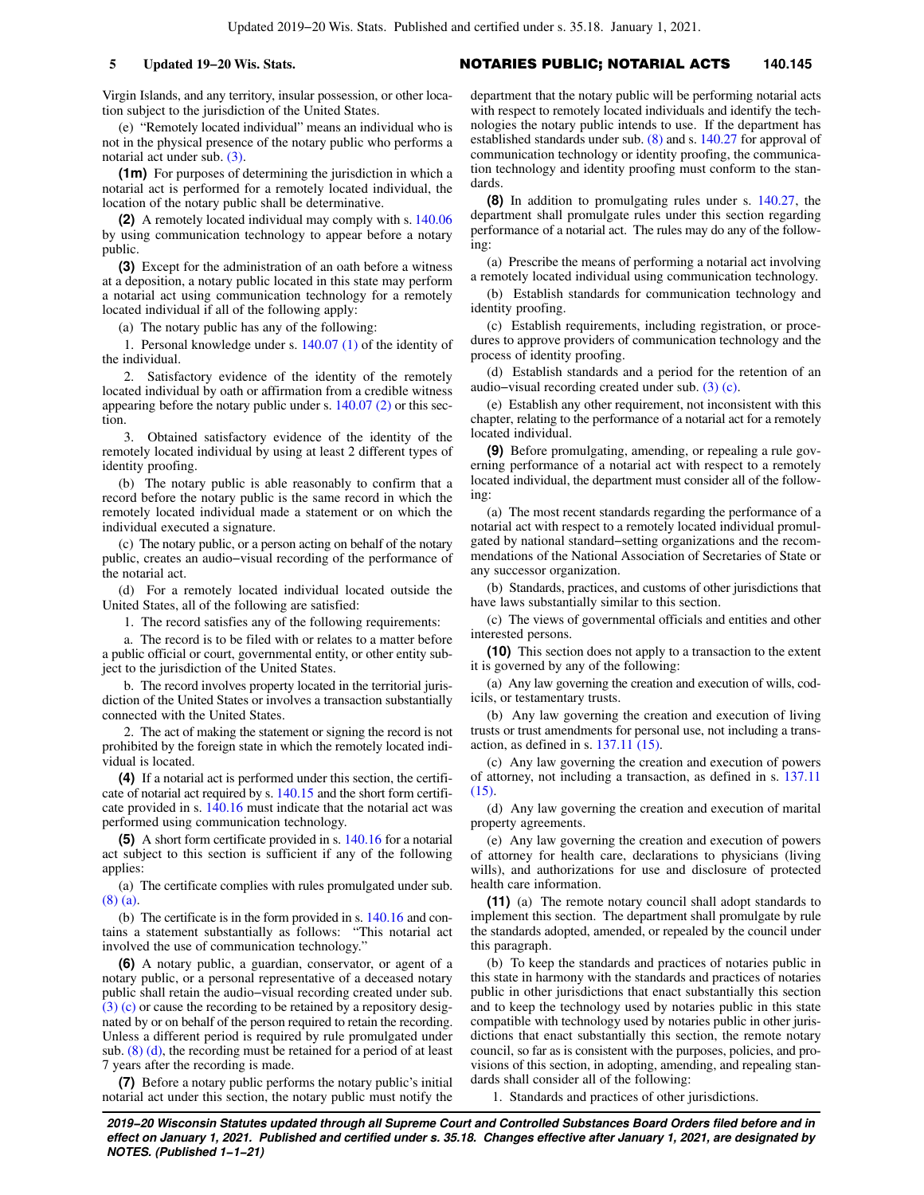Virgin Islands, and any territory, insular possession, or other location subject to the jurisdiction of the United States.

(e) "Remotely located individual" means an individual who is not in the physical presence of the notary public who performs a notarial act under sub. (3).

**(1m)** For purposes of determining the jurisdiction in which a notarial act is performed for a remotely located individual, the location of the notary public shall be determinative.

**(2)** A remotely located individual may comply with s. 140.06 by using communication technology to appear before a notary public.

**(3)** Except for the administration of an oath before a witness at a deposition, a notary public located in this state may perform a notarial act using communication technology for a remotely located individual if all of the following apply:

(a) The notary public has any of the following:

1. Personal knowledge under s. 140.07 (1) of the identity of the individual.

2. Satisfactory evidence of the identity of the remotely located individual by oath or affirmation from a credible witness appearing before the notary public under s. 140.07 (2) or this section.

3. Obtained satisfactory evidence of the identity of the remotely located individual by using at least 2 different types of identity proofing.

(b) The notary public is able reasonably to confirm that a record before the notary public is the same record in which the remotely located individual made a statement or on which the individual executed a signature.

(c) The notary public, or a person acting on behalf of the notary public, creates an audio−visual recording of the performance of the notarial act.

(d) For a remotely located individual located outside the United States, all of the following are satisfied:

1. The record satisfies any of the following requirements:

a. The record is to be filed with or relates to a matter before a public official or court, governmental entity, or other entity subject to the jurisdiction of the United States.

b. The record involves property located in the territorial jurisdiction of the United States or involves a transaction substantially connected with the United States.

2. The act of making the statement or signing the record is not prohibited by the foreign state in which the remotely located individual is located.

**(4)** If a notarial act is performed under this section, the certificate of notarial act required by s. 140.15 and the short form certificate provided in s. 140.16 must indicate that the notarial act was performed using communication technology.

**(5)** A short form certificate provided in s. 140.16 for a notarial act subject to this section is sufficient if any of the following applies:

(a) The certificate complies with rules promulgated under sub. (8) (a).

(b) The certificate is in the form provided in s. 140.16 and contains a statement substantially as follows: "This notarial act involved the use of communication technology."

**(6)** A notary public, a guardian, conservator, or agent of a notary public, or a personal representative of a deceased notary public shall retain the audio−visual recording created under sub. (3) (c) or cause the recording to be retained by a repository designated by or on behalf of the person required to retain the recording. Unless a different period is required by rule promulgated under sub. (8) (d), the recording must be retained for a period of at least 7 years after the recording is made.

**(7)** Before a notary public performs the notary public's initial notarial act under this section, the notary public must notify the department that the notary public will be performing notarial acts with respect to remotely located individuals and identify the technologies the notary public intends to use. If the department has established standards under sub. (8) and s. 140.27 for approval of communication technology or identity proofing, the communication technology and identity proofing must conform to the standards.

**(8)** In addition to promulgating rules under s. 140.27, the department shall promulgate rules under this section regarding performance of a notarial act. The rules may do any of the following:

(a) Prescribe the means of performing a notarial act involving a remotely located individual using communication technology.

(b) Establish standards for communication technology and identity proofing.

(c) Establish requirements, including registration, or procedures to approve providers of communication technology and the process of identity proofing.

(d) Establish standards and a period for the retention of an audio−visual recording created under sub. (3) (c).

(e) Establish any other requirement, not inconsistent with this chapter, relating to the performance of a notarial act for a remotely located individual.

**(9)** Before promulgating, amending, or repealing a rule governing performance of a notarial act with respect to a remotely located individual, the department must consider all of the following:

(a) The most recent standards regarding the performance of a notarial act with respect to a remotely located individual promulgated by national standard−setting organizations and the recommendations of the National Association of Secretaries of State or any successor organization.

(b) Standards, practices, and customs of other jurisdictions that have laws substantially similar to this section.

(c) The views of governmental officials and entities and other interested persons.

**(10)** This section does not apply to a transaction to the extent it is governed by any of the following:

(a) Any law governing the creation and execution of wills, codicils, or testamentary trusts.

(b) Any law governing the creation and execution of living trusts or trust amendments for personal use, not including a transaction, as defined in s. 137.11 (15).

(c) Any law governing the creation and execution of powers of attorney, not including a transaction, as defined in s. 137.11 (15).

(d) Any law governing the creation and execution of marital property agreements.

(e) Any law governing the creation and execution of powers of attorney for health care, declarations to physicians (living wills), and authorizations for use and disclosure of protected health care information.

**(11)** (a) The remote notary council shall adopt standards to implement this section. The department shall promulgate by rule the standards adopted, amended, or repealed by the council under this paragraph.

(b) To keep the standards and practices of notaries public in this state in harmony with the standards and practices of notaries public in other jurisdictions that enact substantially this section and to keep the technology used by notaries public in this state compatible with technology used by notaries public in other jurisdictions that enact substantially this section, the remote notary council, so far as is consistent with the purposes, policies, and provisions of this section, in adopting, amending, and repealing standards shall consider all of the following:

1. Standards and practices of other jurisdictions.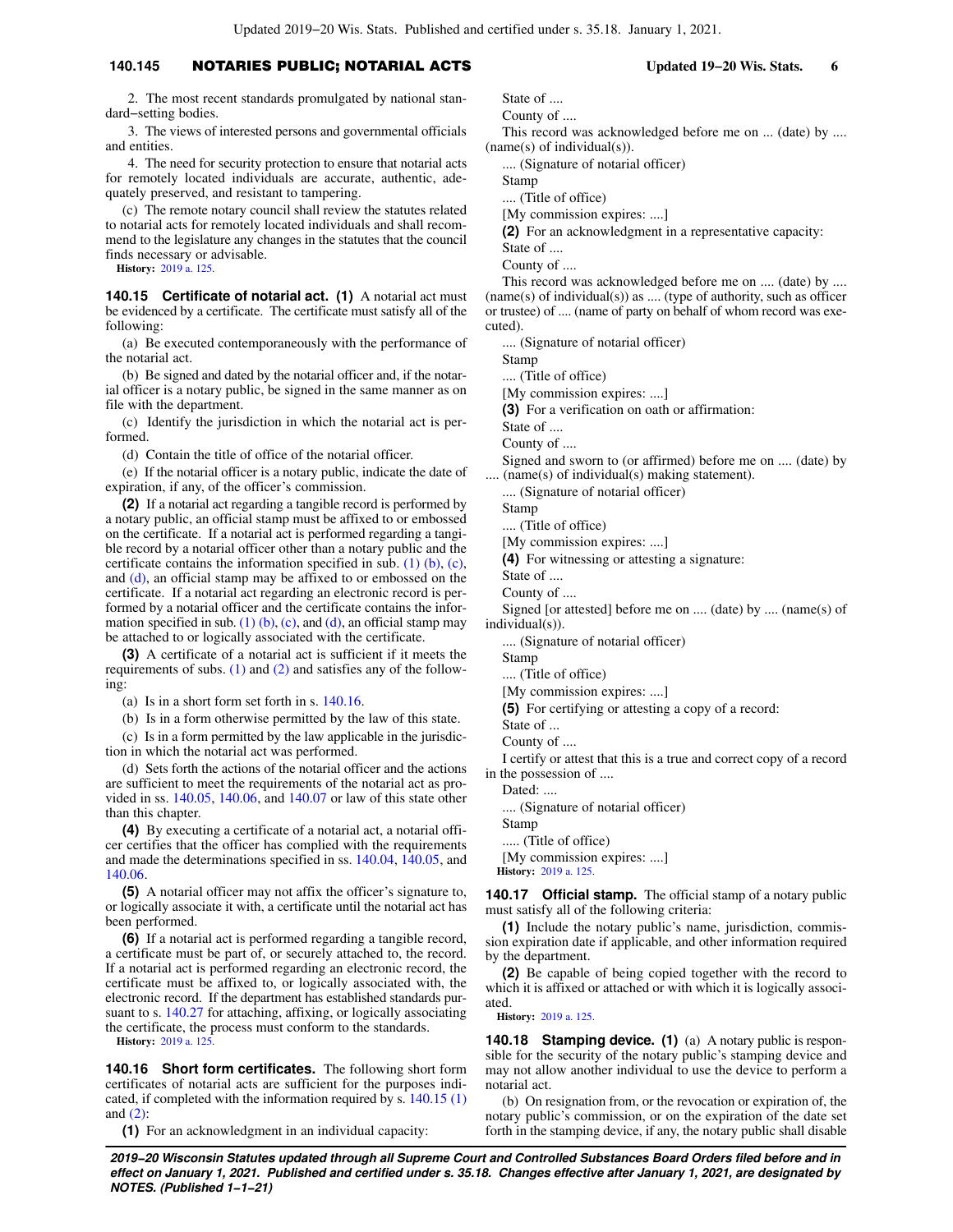2. The most recent standards promulgated by national standard-setting bodies.

3. The views of interested persons and governmental officials and entities.

4. The need for security protection to ensure that notarial acts for remotely located individuals are accurate, authentic, adequately preserved, and resistant to tampering.

(c) The remote notary council shall review the statutes related to notarial acts for remotely located individuals and shall recommend to the legislature any changes in the statutes that the council finds necessary or advisable.

**History:** 2019 a. 125.

**140.15 Certificate of notarial act.** **(1)** A notarial act must be evidenced by a certificate. The certificate must satisfy all of the following:

(a) Be executed contemporaneously with the performance of the notarial act.

(b) Be signed and dated by the notarial officer and, if the notarial officer is a notary public, be signed in the same manner as on file with the department.

(c) Identify the jurisdiction in which the notarial act is performed.

(d) Contain the title of office of the notarial officer.

(e) If the notarial officer is a notary public, indicate the date of expiration, if any, of the officer's commission.

**(2)** If a notarial act regarding a tangible record is performed by a notary public, an official stamp must be affixed to or embossed on the certificate. If a notarial act is performed regarding a tangible record by a notarial officer other than a notary public and the certificate contains the information specified in sub. (1) (b), (c), and (d), an official stamp may be affixed to or embossed on the certificate. If a notarial act regarding an electronic record is performed by a notarial officer and the certificate contains the information specified in sub. (1) (b), (c), and (d), an official stamp may be attached to or logically associated with the certificate.

**(3)** A certificate of a notarial act is sufficient if it meets the requirements of subs. (1) and (2) and satisfies any of the following:

(a) Is in a short form set forth in s. 140.16.

(b) Is in a form otherwise permitted by the law of this state.

(c) Is in a form permitted by the law applicable in the jurisdiction in which the notarial act was performed.

(d) Sets forth the actions of the notarial officer and the actions are sufficient to meet the requirements of the notarial act as provided in ss. 140.05, 140.06, and 140.07 or law of this state other than this chapter.

**(4)** By executing a certificate of a notarial act, a notarial officer certifies that the officer has complied with the requirements and made the determinations specified in ss. 140.04, 140.05, and 140.06.

**(5)** A notarial officer may not affix the officer's signature to, or logically associate it with, a certificate until the notarial act has been performed.

**(6)** If a notarial act is performed regarding a tangible record, a certificate must be part of, or securely attached to, the record. If a notarial act is performed regarding an electronic record, the certificate must be affixed to, or logically associated with, the electronic record. If the department has established standards pursuant to s. 140.27 for attaching, affixing, or logically associating the certificate, the process must conform to the standards.

**History:** 2019 a. 125.

**140.16 Short form certificates.** The following short form certificates of notarial acts are sufficient for the purposes indicated, if completed with the information required by s. 140.15 (1) and (2):

**(1)** For an acknowledgment in an individual capacity:

State of ....

County of ....

This record was acknowledged before me on ... (date) by .... (name(s) of individual(s)).

.... (Signature of notarial officer)

Stamp

.... (Title of office)

[My commission expires: ....]

**(2)** For an acknowledgment in a representative capacity:

State of ....

County of ....

This record was acknowledged before me on .... (date) by .... (name(s) of individual(s)) as .... (type of authority, such as officer or trustee) of .... (name of party on behalf of whom record was executed).

.... (Signature of notarial officer)

Stamp

.... (Title of office)

[My commission expires: ....]

**(3)** For a verification on oath or affirmation:

State of ....

County of ....

Signed and sworn to (or affirmed) before me on .... (date) by .... (name(s) of individual(s) making statement).

.... (Signature of notarial officer)

Stamp

.... (Title of office)

[My commission expires: ....]

**(4)** For witnessing or attesting a signature:

State of ....

County of ....

Signed [or attested] before me on .... (date) by .... (name(s) of individual(s)).

.... (Signature of notarial officer)

Stamp

.... (Title of office)

[My commission expires: ....]

**(5)** For certifying or attesting a copy of a record:

State of ...

County of ....

I certify or attest that this is a true and correct copy of a record in the possession of ....

Dated: ....

.... (Signature of notarial officer)

Stamp

..... (Title of office)

[My commission expires: ....]

**History:** 2019 a. 125.

**140.17 Official stamp.** The official stamp of a notary public must satisfy all of the following criteria:

**(1)** Include the notary public's name, jurisdiction, commission expiration date if applicable, and other information required by the department.

**(2)** Be capable of being copied together with the record to which it is affixed or attached or with which it is logically associated.

**History:** 2019 a. 125.

**140.18 Stamping device.** **(1)** (a) A notary public is responsible for the security of the notary public's stamping device and may not allow another individual to use the device to perform a notarial act.

(b) On resignation from, or the revocation or expiration of, the notary public's commission, or on the expiration of the date set forth in the stamping device, if any, the notary public shall disable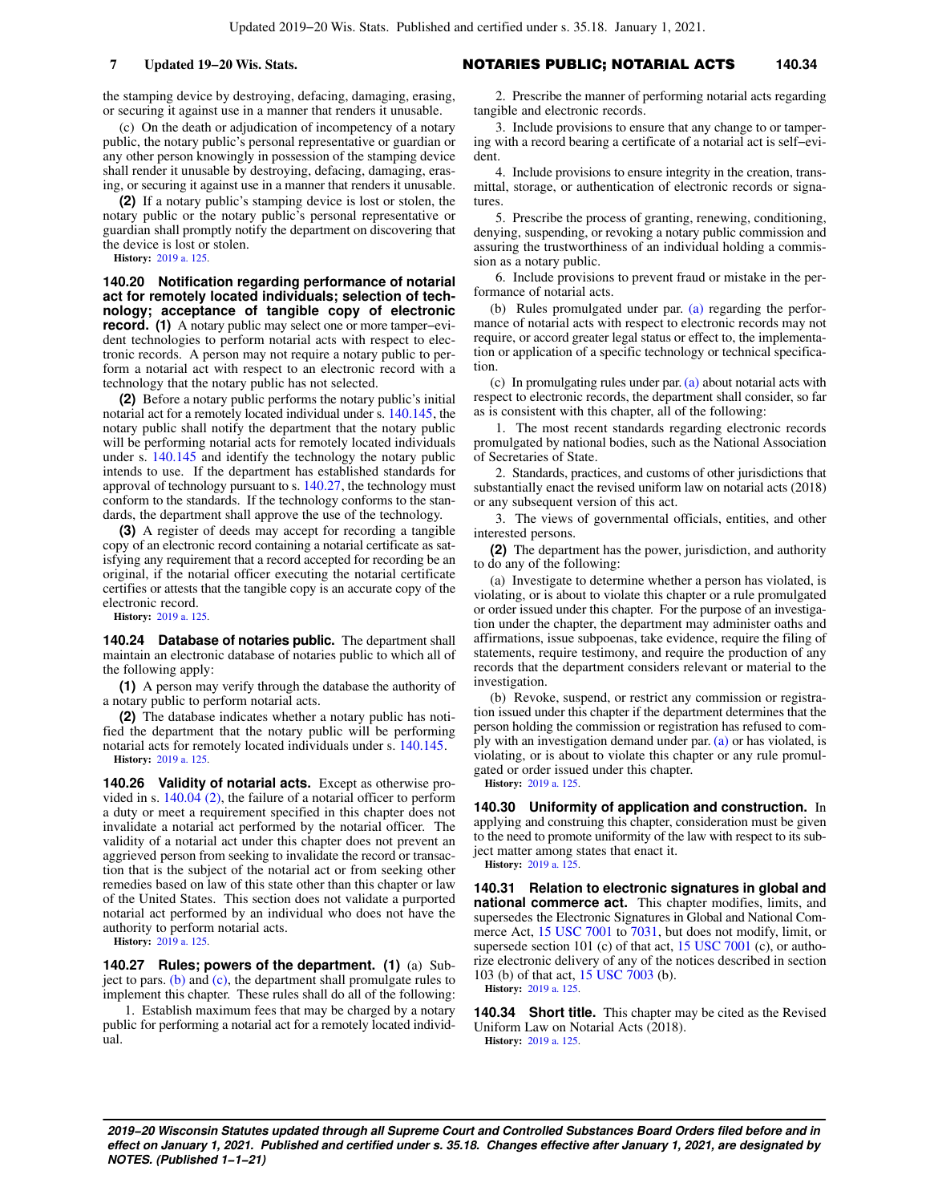the stamping device by destroying, defacing, damaging, erasing, or securing it against use in a manner that renders it unusable.

(c) On the death or adjudication of incompetency of a notary public, the notary public's personal representative or guardian or any other person knowingly in possession of the stamping device shall render it unusable by destroying, defacing, damaging, erasing, or securing it against use in a manner that renders it unusable.

**(2)** If a notary public's stamping device is lost or stolen, the notary public or the notary public's personal representative or guardian shall promptly notify the department on discovering that the device is lost or stolen.

**History:** 2019 a. 125.

**140.20 Notification regarding performance of notarial act for remotely located individuals; selection of technology; acceptance of tangible copy of electronic record.** **(1)** A notary public may select one or more tamper−evident technologies to perform notarial acts with respect to electronic records. A person may not require a notary public to perform a notarial act with respect to an electronic record with a technology that the notary public has not selected.

**(2)** Before a notary public performs the notary public's initial notarial act for a remotely located individual under s. 140.145, the notary public shall notify the department that the notary public will be performing notarial acts for remotely located individuals under s. 140.145 and identify the technology the notary public intends to use. If the department has established standards for approval of technology pursuant to s. 140.27, the technology must conform to the standards. If the technology conforms to the standards, the department shall approve the use of the technology.

**(3)** A register of deeds may accept for recording a tangible copy of an electronic record containing a notarial certificate as satisfying any requirement that a record accepted for recording be an original, if the notarial officer executing the notarial certificate certifies or attests that the tangible copy is an accurate copy of the electronic record.

**History:** 2019 a. 125.

**140.24 Database of notaries public.** The department shall maintain an electronic database of notaries public to which all of the following apply:

**(1)** A person may verify through the database the authority of a notary public to perform notarial acts.

**(2)** The database indicates whether a notary public has notified the department that the notary public will be performing notarial acts for remotely located individuals under s. 140.145.

**History:** 2019 a. 125.

**140.26 Validity of notarial acts.** Except as otherwise provided in s. 140.04 (2), the failure of a notarial officer to perform a duty or meet a requirement specified in this chapter does not invalidate a notarial act performed by the notarial officer. The validity of a notarial act under this chapter does not prevent an aggrieved person from seeking to invalidate the record or transaction that is the subject of the notarial act or from seeking other remedies based on law of this state other than this chapter or law of the United States. This section does not validate a purported notarial act performed by an individual who does not have the authority to perform notarial acts.

**History:** 2019 a. 125.

**140.27 Rules; powers of the department.** **(1)** (a) Subject to pars. (b) and (c), the department shall promulgate rules to implement this chapter. These rules shall do all of the following:

1. Establish maximum fees that may be charged by a notary public for performing a notarial act for a remotely located individual.

2. Prescribe the manner of performing notarial acts regarding tangible and electronic records.

3. Include provisions to ensure that any change to or tampering with a record bearing a certificate of a notarial act is self−evident.

4. Include provisions to ensure integrity in the creation, transmittal, storage, or authentication of electronic records or signatures.

5. Prescribe the process of granting, renewing, conditioning, denying, suspending, or revoking a notary public commission and assuring the trustworthiness of an individual holding a commission as a notary public.

6. Include provisions to prevent fraud or mistake in the performance of notarial acts.

(b) Rules promulgated under par. (a) regarding the performance of notarial acts with respect to electronic records may not require, or accord greater legal status or effect to, the implementation or application of a specific technology or technical specification.

(c) In promulgating rules under par. (a) about notarial acts with respect to electronic records, the department shall consider, so far as is consistent with this chapter, all of the following:

1. The most recent standards regarding electronic records promulgated by national bodies, such as the National Association of Secretaries of State.

2. Standards, practices, and customs of other jurisdictions that substantially enact the revised uniform law on notarial acts (2018) or any subsequent version of this act.

3. The views of governmental officials, entities, and other interested persons.

**(2)** The department has the power, jurisdiction, and authority to do any of the following:

(a) Investigate to determine whether a person has violated, is violating, or is about to violate this chapter or a rule promulgated or order issued under this chapter. For the purpose of an investigation under the chapter, the department may administer oaths and affirmations, issue subpoenas, take evidence, require the filing of statements, require testimony, and require the production of any records that the department considers relevant or material to the investigation.

(b) Revoke, suspend, or restrict any commission or registration issued under this chapter if the department determines that the person holding the commission or registration has refused to comply with an investigation demand under par. (a) or has violated, is violating, or is about to violate this chapter or any rule promulgated or order issued under this chapter.

**History:** 2019 a. 125.

**140.30 Uniformity of application and construction.** In applying and construing this chapter, consideration must be given to the need to promote uniformity of the law with respect to its subject matter among states that enact it.

**History:** 2019 a. 125.

**140.31 Relation to electronic signatures in global and national commerce act.** This chapter modifies, limits, and supersedes the Electronic Signatures in Global and National Commerce Act, 15 USC 7001 to 7031, but does not modify, limit, or supersede section 101 (c) of that act, 15 USC 7001 (c), or authorize electronic delivery of any of the notices described in section 103 (b) of that act, 15 USC 7003 (b).

**History:** 2019 a. 125.

**140.34 Short title.** This chapter may be cited as the Revised Uniform Law on Notarial Acts (2018).

**History:** 2019 a. 125.